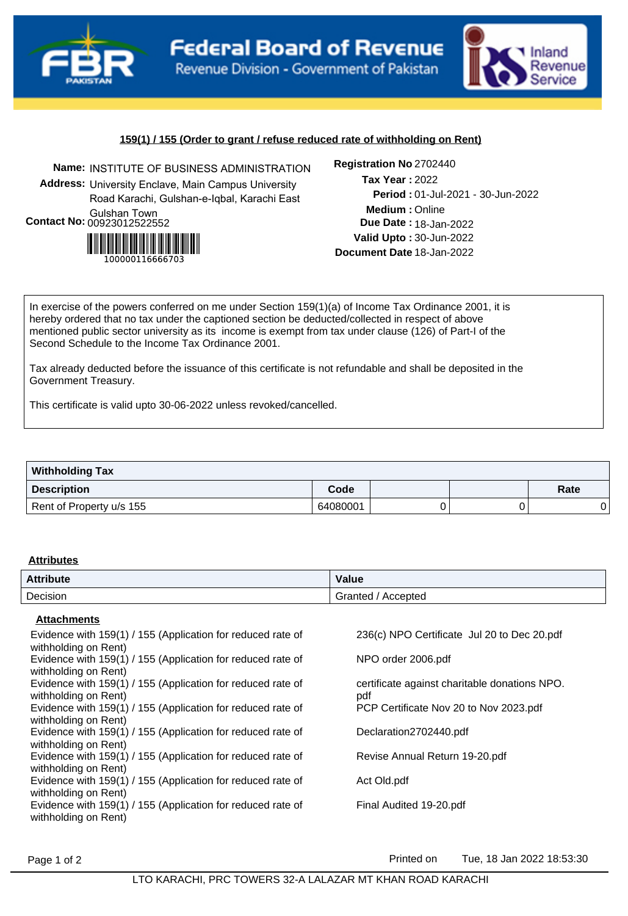Federal Board of Revenue
Revenue Division - Government of Pakistan

Inland Revenue Service

## 159(1) / 155 (Order to grant / refuse reduced rate of withholding on Rent)

**Name:** INSTITUTE OF BUSINESS ADMINISTRATION
**Address:** University Enclave, Main Campus University Road Karachi, Gulshan-e-Iqbal, Karachi East Gulshan Town
**Contact No:** 00923012522552

100000116666703

**Registration No** 2702440
**Tax Year :** 2022
**Period :** 01-Jul-2021 - 30-Jun-2022
**Medium :** Online
**Due Date :** 18-Jan-2022
**Valid Upto :** 30-Jun-2022
**Document Date** 18-Jan-2022

In exercise of the powers conferred on me under Section 159(1)(a) of Income Tax Ordinance 2001, it is hereby ordered that no tax under the captioned section be deducted/collected in respect of above mentioned public sector university as its income is exempt from tax under clause (126) of Part-I of the Second Schedule to the Income Tax Ordinance 2001.

Tax already deducted before the issuance of this certificate is not refundable and shall be deposited in the Government Treasury.

This certificate is valid upto 30-06-2022 unless revoked/cancelled.

| **Withholding Tax** | | | | |
|---|---|---|---|---|
| **Description** | **Code** | | | **Rate** |
| Rent of Property u/s 155 | 64080001 | 0 | 0 | 0 |

### Attributes

| Attribute | Value |
|---|---|
| Decision | Granted / Accepted |

### Attachments

| | |
|---|---|
| Evidence with 159(1) / 155 (Application for reduced rate of withholding on Rent) | 236(c) NPO Certificate Jul 20 to Dec 20.pdf |
| Evidence with 159(1) / 155 (Application for reduced rate of withholding on Rent) | NPO order 2006.pdf |
| Evidence with 159(1) / 155 (Application for reduced rate of withholding on Rent) | certificate against charitable donations NPO.pdf |
| Evidence with 159(1) / 155 (Application for reduced rate of withholding on Rent) | PCP Certificate Nov 20 to Nov 2023.pdf |
| Evidence with 159(1) / 155 (Application for reduced rate of withholding on Rent) | Declaration2702440.pdf |
| Evidence with 159(1) / 155 (Application for reduced rate of withholding on Rent) | Revise Annual Return 19-20.pdf |
| Evidence with 159(1) / 155 (Application for reduced rate of withholding on Rent) | Act Old.pdf |
| Evidence with 159(1) / 155 (Application for reduced rate of withholding on Rent) | Final Audited 19-20.pdf |

Printed on Tue, 18 Jan 2022 18:53:30

LTO KARACHI, PRC TOWERS 32-A LALAZAR MT KHAN ROAD KARACHI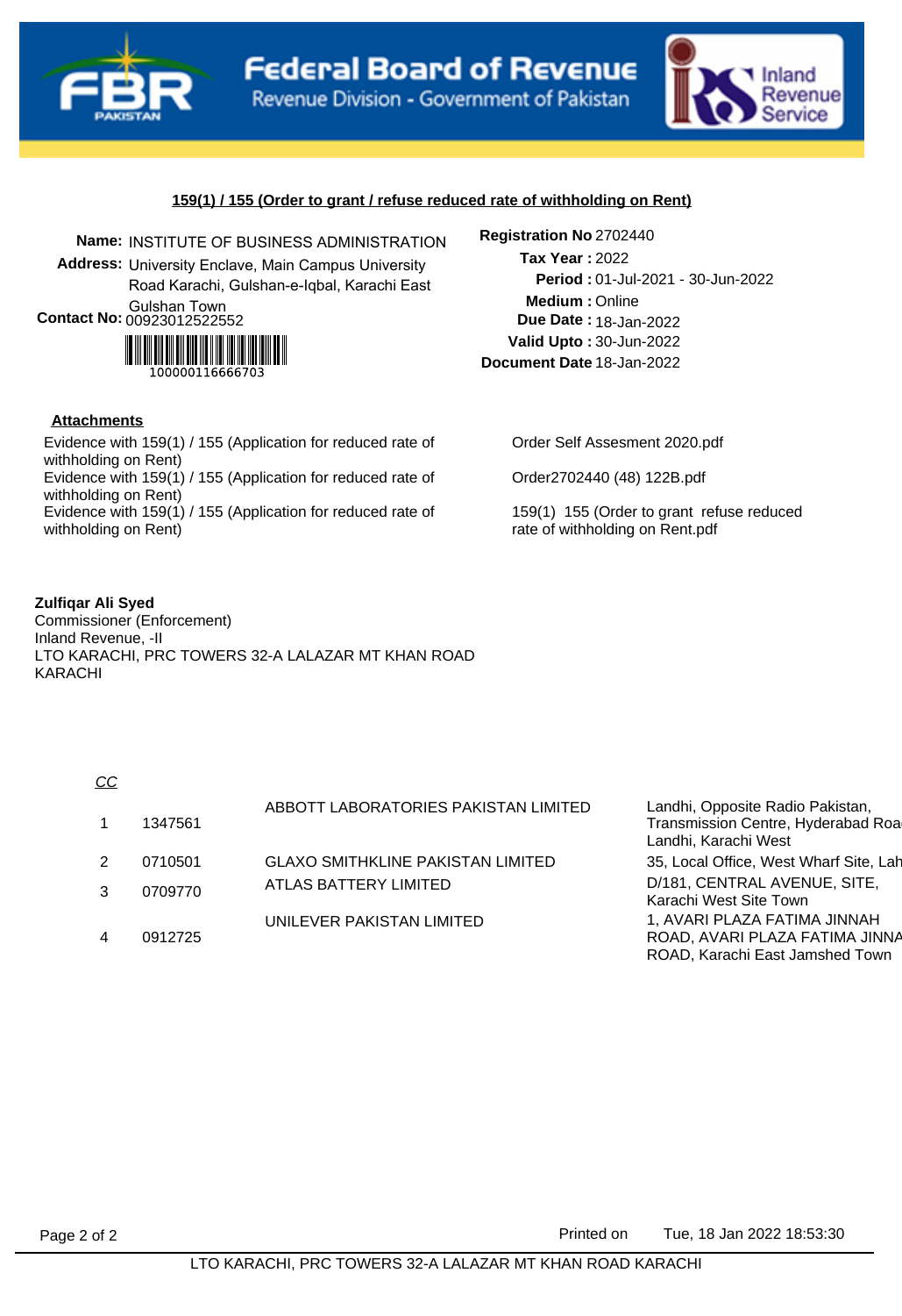Federal Board of Revenue
Revenue Division - Government of Pakistan

**159(1) / 155 (Order to grant / refuse reduced rate of withholding on Rent)**

**Name:** INSTITUTE OF BUSINESS ADMINISTRATION
**Address:** University Enclave, Main Campus University Road Karachi, Gulshan-e-Iqbal, Karachi East Gulshan Town
**Contact No:** 00923012522552

100000116666703

**Registration No** 2702440
**Tax Year :** 2022
**Period :** 01-Jul-2021 - 30-Jun-2022
**Medium :** Online
**Due Date :** 18-Jan-2022
**Valid Upto :** 30-Jun-2022
**Document Date** 18-Jan-2022

**Attachments**

| | |
|---|---|
| Evidence with 159(1) / 155 (Application for reduced rate of withholding on Rent) | Order Self Assesment 2020.pdf |
| Evidence with 159(1) / 155 (Application for reduced rate of withholding on Rent) | Order2702440 (48) 122B.pdf |
| Evidence with 159(1) / 155 (Application for reduced rate of withholding on Rent) | 159(1) 155 (Order to grant refuse reduced rate of withholding on Rent.pdf |

**Zulfiqar Ali Syed**
Commissioner (Enforcement)
Inland Revenue, -II
LTO KARACHI, PRC TOWERS 32-A LALAZAR MT KHAN ROAD KARACHI

*CC*

| | | | |
|---|---|---|---|
| 1 | 1347561 | ABBOTT LABORATORIES PAKISTAN LIMITED | Landhi, Opposite Radio Pakistan, Transmission Centre, Hyderabad Roa Landhi, Karachi West |
| 2 | 0710501 | GLAXO SMITHKLINE PAKISTAN LIMITED | 35, Local Office, West Wharf Site, Lah |
| 3 | 0709770 | ATLAS BATTERY LIMITED | D/181, CENTRAL AVENUE, SITE, Karachi West Site Town |
| 4 | 0912725 | UNILEVER PAKISTAN LIMITED | 1, AVARI PLAZA FATIMA JINNAH ROAD, AVARI PLAZA FATIMA JINNA ROAD, Karachi East Jamshed Town |

Printed on Tue, 18 Jan 2022 18:53:30